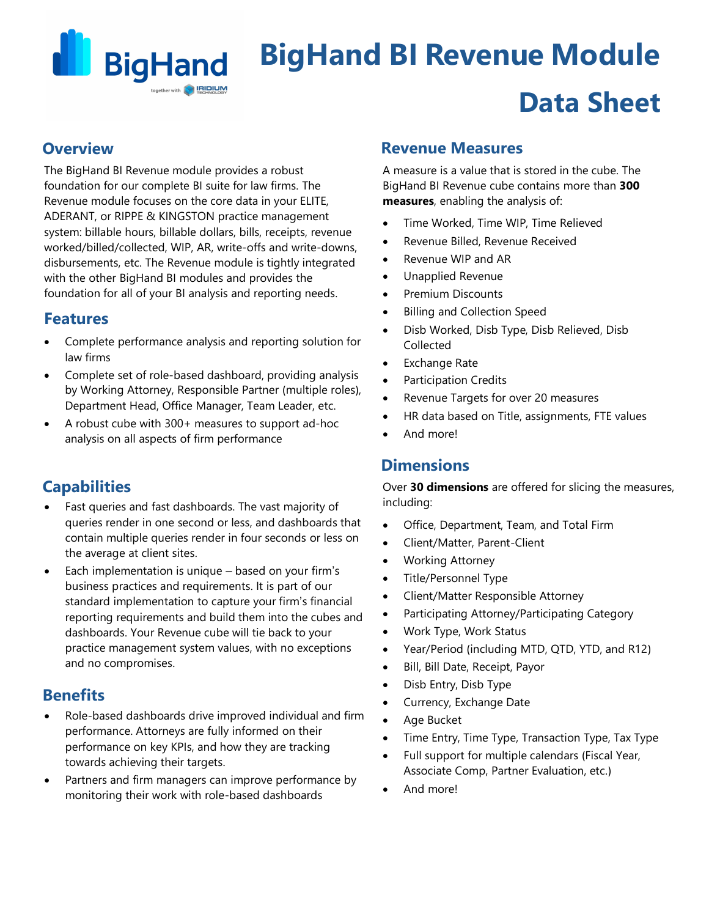# BigHand BI Revenue Module Data Sheet

## Overview

The BigHand BI Revenue module provides a robust foundation for our complete BI suite for law firms. The Revenue module focuses on the core data in your ELITE, ADERANT, or RIPPE & KINGSTON practice management system: billable hours, billable dollars, bills, receipts, revenue worked/billed/collected, WIP, AR, write-offs and write-downs, disbursements, etc. The Revenue module is tightly integrated with the other BigHand BI modules and provides the foundation for all of your BI analysis and reporting needs.

## Features

- Complete performance analysis and reporting solution for law firms
- Complete set of role-based dashboard, providing analysis by Working Attorney, Responsible Partner (multiple roles), Department Head, Office Manager, Team Leader, etc.
- A robust cube with 300+ measures to support ad-hoc analysis on all aspects of firm performance

## Capabilities

- Fast queries and fast dashboards. The vast majority of queries render in one second or less, and dashboards that contain multiple queries render in four seconds or less on the average at client sites.
- Each implementation is unique – based on your firm's business practices and requirements. It is part of our standard implementation to capture your firm's financial reporting requirements and build them into the cubes and dashboards. Your Revenue cube will tie back to your practice management system values, with no exceptions and no compromises.

## Benefits

- Role-based dashboards drive improved individual and firm performance. Attorneys are fully informed on their performance on key KPIs, and how they are tracking towards achieving their targets.
- Partners and firm managers can improve performance by monitoring their work with role-based dashboards

## Revenue Measures

A measure is a value that is stored in the cube. The BigHand BI Revenue cube contains more than **300 measures**, enabling the analysis of:

- Time Worked, Time WIP, Time Relieved
- Revenue Billed, Revenue Received
- Revenue WIP and AR
- Unapplied Revenue
- Premium Discounts
- Billing and Collection Speed
- Disb Worked, Disb Type, Disb Relieved, Disb Collected
- Exchange Rate
- Participation Credits
- Revenue Targets for over 20 measures
- HR data based on Title, assignments, FTE values
- And more!

## Dimensions

Over **30 dimensions** are offered for slicing the measures, including:

- Office, Department, Team, and Total Firm
- Client/Matter, Parent-Client
- Working Attorney
- Title/Personnel Type
- Client/Matter Responsible Attorney
- Participating Attorney/Participating Category
- Work Type, Work Status
- Year/Period (including MTD, QTD, YTD, and R12)
- Bill, Bill Date, Receipt, Payor
- Disb Entry, Disb Type
- Currency, Exchange Date
- Age Bucket
- Time Entry, Time Type, Transaction Type, Tax Type
- Full support for multiple calendars (Fiscal Year, Associate Comp, Partner Evaluation, etc.)
- And more!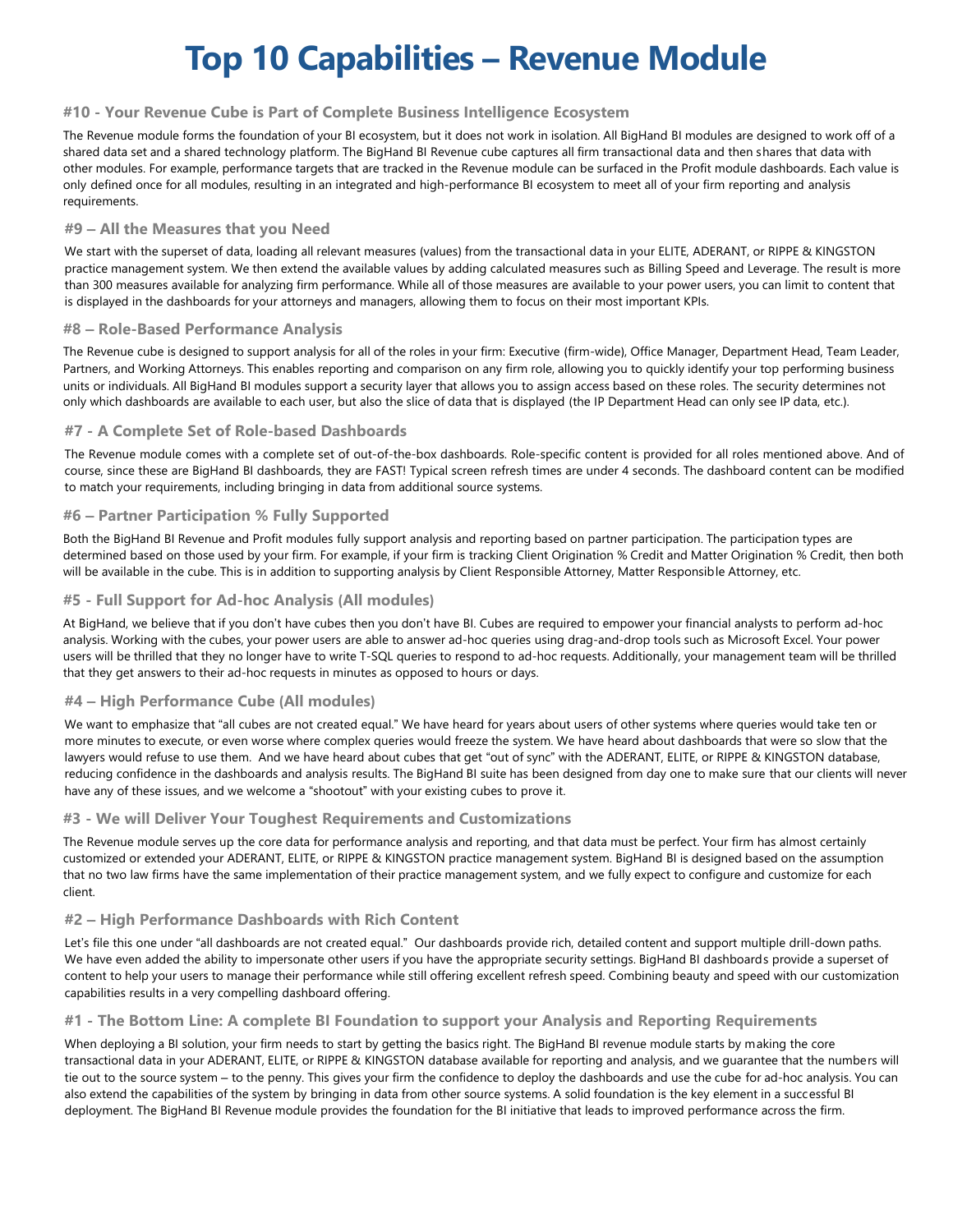# Top 10 Capabilities – Revenue Module

### #10 - Your Revenue Cube is Part of Complete Business Intelligence Ecosystem

The Revenue module forms the foundation of your BI ecosystem, but it does not work in isolation. All BigHand BI modules are designed to work off of a shared data set and a shared technology platform. The BigHand BI Revenue cube captures all firm transactional data and then shares that data with other modules. For example, performance targets that are tracked in the Revenue module can be surfaced in the Profit module dashboards. Each value is only defined once for all modules, resulting in an integrated and high-performance BI ecosystem to meet all of your firm reporting and analysis requirements.

### #9 – All the Measures that you Need

We start with the superset of data, loading all relevant measures (values) from the transactional data in your ELITE, ADERANT, or RIPPE & KINGSTON practice management system. We then extend the available values by adding calculated measures such as Billing Speed and Leverage. The result is more than 300 measures available for analyzing firm performance. While all of those measures are available to your power users, you can limit to content that is displayed in the dashboards for your attorneys and managers, allowing them to focus on their most important KPIs.

### #8 – Role-Based Performance Analysis

The Revenue cube is designed to support analysis for all of the roles in your firm: Executive (firm-wide), Office Manager, Department Head, Team Leader, Partners, and Working Attorneys. This enables reporting and comparison on any firm role, allowing you to quickly identify your top performing business units or individuals. All BigHand BI modules support a security layer that allows you to assign access based on these roles. The security determines not only which dashboards are available to each user, but also the slice of data that is displayed (the IP Department Head can only see IP data, etc.).

### #7 - A Complete Set of Role-based Dashboards

The Revenue module comes with a complete set of out-of-the-box dashboards. Role-specific content is provided for all roles mentioned above. And of course, since these are BigHand BI dashboards, they are FAST! Typical screen refresh times are under 4 seconds. The dashboard content can be modified to match your requirements, including bringing in data from additional source systems.

### #6 – Partner Participation % Fully Supported

Both the BigHand BI Revenue and Profit modules fully support analysis and reporting based on partner participation. The participation types are determined based on those used by your firm. For example, if your firm is tracking Client Origination % Credit and Matter Origination % Credit, then both will be available in the cube. This is in addition to supporting analysis by Client Responsible Attorney, Matter Responsible Attorney, etc.

### #5 - Full Support for Ad-hoc Analysis (All modules)

At BigHand, we believe that if you don't have cubes then you don't have BI. Cubes are required to empower your financial analysts to perform ad-hoc analysis. Working with the cubes, your power users are able to answer ad-hoc queries using drag-and-drop tools such as Microsoft Excel. Your power users will be thrilled that they no longer have to write T-SQL queries to respond to ad-hoc requests. Additionally, your management team will be thrilled that they get answers to their ad-hoc requests in minutes as opposed to hours or days.

### #4 – High Performance Cube (All modules)

We want to emphasize that "all cubes are not created equal." We have heard for years about users of other systems where queries would take ten or more minutes to execute, or even worse where complex queries would freeze the system. We have heard about dashboards that were so slow that the lawyers would refuse to use them. And we have heard about cubes that get "out of sync" with the ADERANT, ELITE, or RIPPE & KINGSTON database, reducing confidence in the dashboards and analysis results. The BigHand BI suite has been designed from day one to make sure that our clients will never have any of these issues, and we welcome a "shootout" with your existing cubes to prove it.

### #3 - We will Deliver Your Toughest Requirements and Customizations

The Revenue module serves up the core data for performance analysis and reporting, and that data must be perfect. Your firm has almost certainly customized or extended your ADERANT, ELITE, or RIPPE & KINGSTON practice management system. BigHand BI is designed based on the assumption that no two law firms have the same implementation of their practice management system, and we fully expect to configure and customize for each client.

### #2 – High Performance Dashboards with Rich Content

Let's file this one under "all dashboards are not created equal." Our dashboards provide rich, detailed content and support multiple drill-down paths. We have even added the ability to impersonate other users if you have the appropriate security settings. BigHand BI dashboards provide a superset of content to help your users to manage their performance while still offering excellent refresh speed. Combining beauty and speed with our customization capabilities results in a very compelling dashboard offering.

### #1 - The Bottom Line: A complete BI Foundation to support your Analysis and Reporting Requirements

When deploying a BI solution, your firm needs to start by getting the basics right. The BigHand BI revenue module starts by making the core transactional data in your ADERANT, ELITE, or RIPPE & KINGSTON database available for reporting and analysis, and we guarantee that the numbers will tie out to the source system – to the penny. This gives your firm the confidence to deploy the dashboards and use the cube for ad-hoc analysis. You can also extend the capabilities of the system by bringing in data from other source systems. A solid foundation is the key element in a successful BI deployment. The BigHand BI Revenue module provides the foundation for the BI initiative that leads to improved performance across the firm.